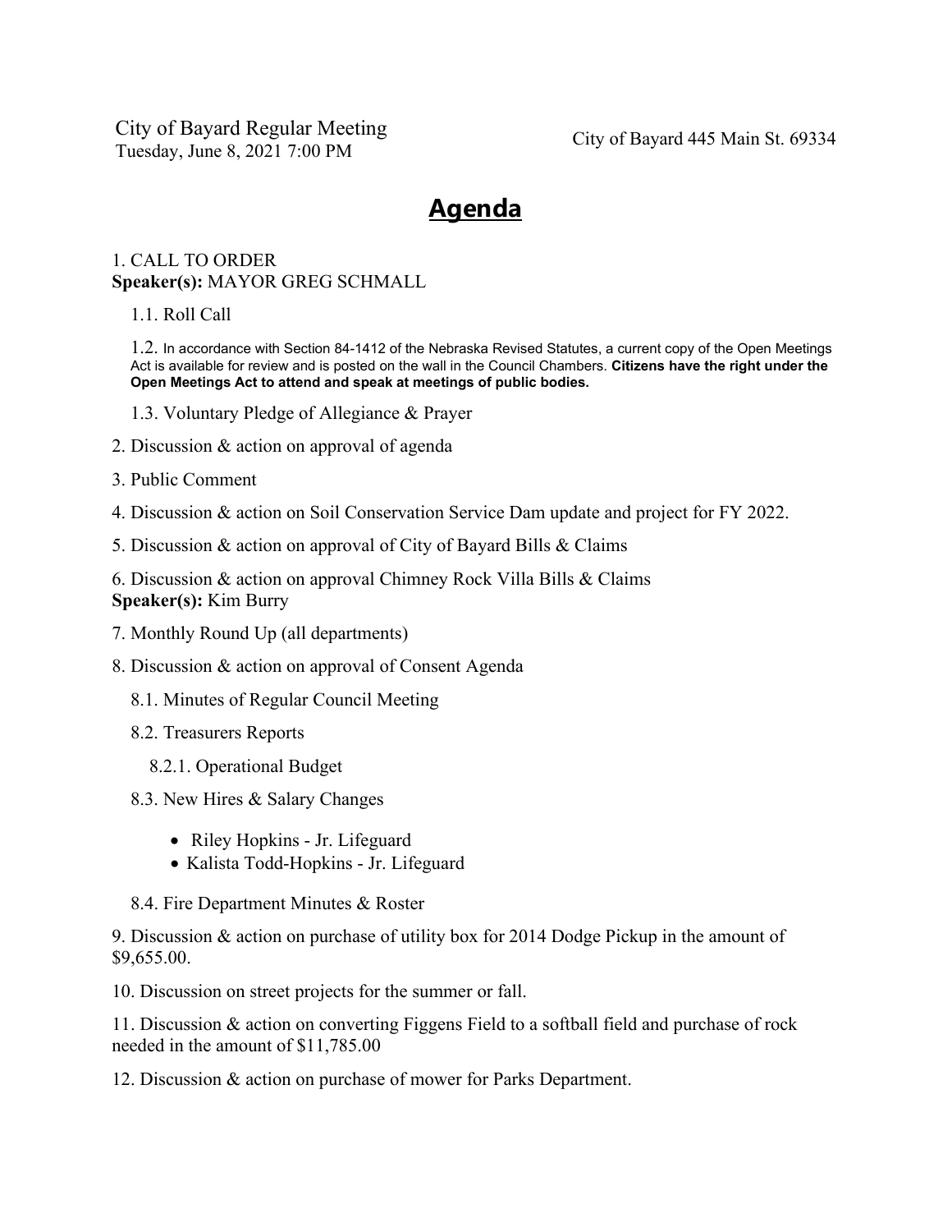City of Bayard Regular Meeting
Tuesday, June 8, 2021 7:00 PM

City of Bayard 445 Main St. 69334

# Agenda

1. CALL TO ORDER
**Speaker(s):** MAYOR GREG SCHMALL

   1.1. Roll Call

   1.2. In accordance with Section 84-1412 of the Nebraska Revised Statutes, a current copy of the Open Meetings Act is available for review and is posted on the wall in the Council Chambers. **Citizens have the right under the Open Meetings Act to attend and speak at meetings of public bodies.**

   1.3. Voluntary Pledge of Allegiance & Prayer

2. Discussion & action on approval of agenda

3. Public Comment

4. Discussion & action on Soil Conservation Service Dam update and project for FY 2022.

5. Discussion & action on approval of City of Bayard Bills & Claims

6. Discussion & action on approval Chimney Rock Villa Bills & Claims
**Speaker(s):** Kim Burry

7. Monthly Round Up (all departments)

8. Discussion & action on approval of Consent Agenda

   8.1. Minutes of Regular Council Meeting

   8.2. Treasurers Reports

      8.2.1. Operational Budget

   8.3. New Hires & Salary Changes

   - Riley Hopkins - Jr. Lifeguard
   - Kalista Todd-Hopkins - Jr. Lifeguard

   8.4. Fire Department Minutes & Roster

9. Discussion & action on purchase of utility box for 2014 Dodge Pickup in the amount of $9,655.00.

10. Discussion on street projects for the summer or fall.

11. Discussion & action on converting Figgens Field to a softball field and purchase of rock needed in the amount of $11,785.00

12. Discussion & action on purchase of mower for Parks Department.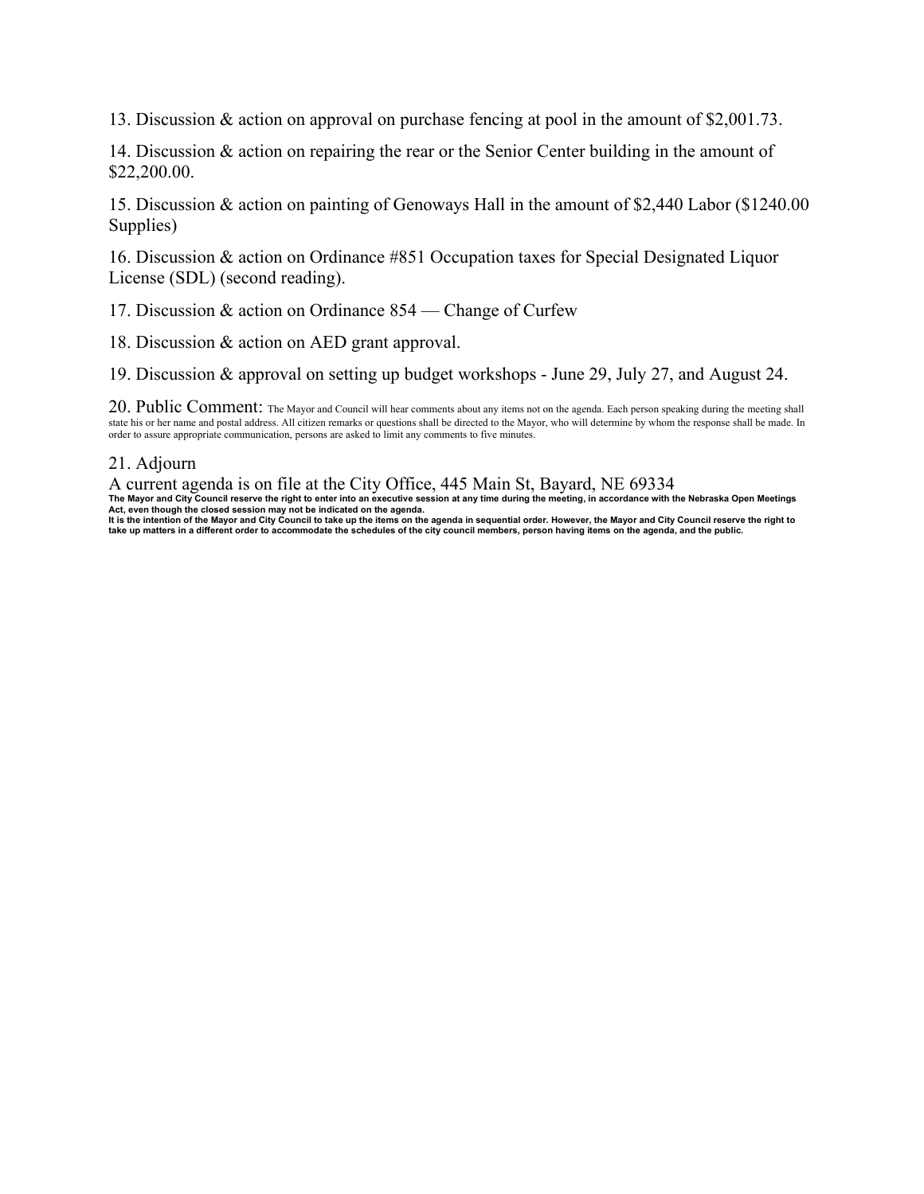13. Discussion & action on approval on purchase fencing at pool in the amount of $2,001.73.

14. Discussion & action on repairing the rear or the Senior Center building in the amount of $22,200.00.

15. Discussion & action on painting of Genoways Hall in the amount of $2,440 Labor ($1240.00 Supplies)

16. Discussion & action on Ordinance #851 Occupation taxes for Special Designated Liquor License (SDL) (second reading).

17. Discussion & action on Ordinance 854 — Change of Curfew

18. Discussion & action on AED grant approval.

19. Discussion & approval on setting up budget workshops - June 29, July 27, and August 24.

20. Public Comment: The Mayor and Council will hear comments about any items not on the agenda. Each person speaking during the meeting shall state his or her name and postal address. All citizen remarks or questions shall be directed to the Mayor, who will determine by whom the response shall be made. In order to assure appropriate communication, persons are asked to limit any comments to five minutes.

21. Adjourn

A current agenda is on file at the City Office, 445 Main St, Bayard, NE 69334

**The Mayor and City Council reserve the right to enter into an executive session at any time during the meeting, in accordance with the Nebraska Open Meetings Act, even though the closed session may not be indicated on the agenda.**

**It is the intention of the Mayor and City Council to take up the items on the agenda in sequential order. However, the Mayor and City Council reserve the right to take up matters in a different order to accommodate the schedules of the city council members, person having items on the agenda, and the public.**